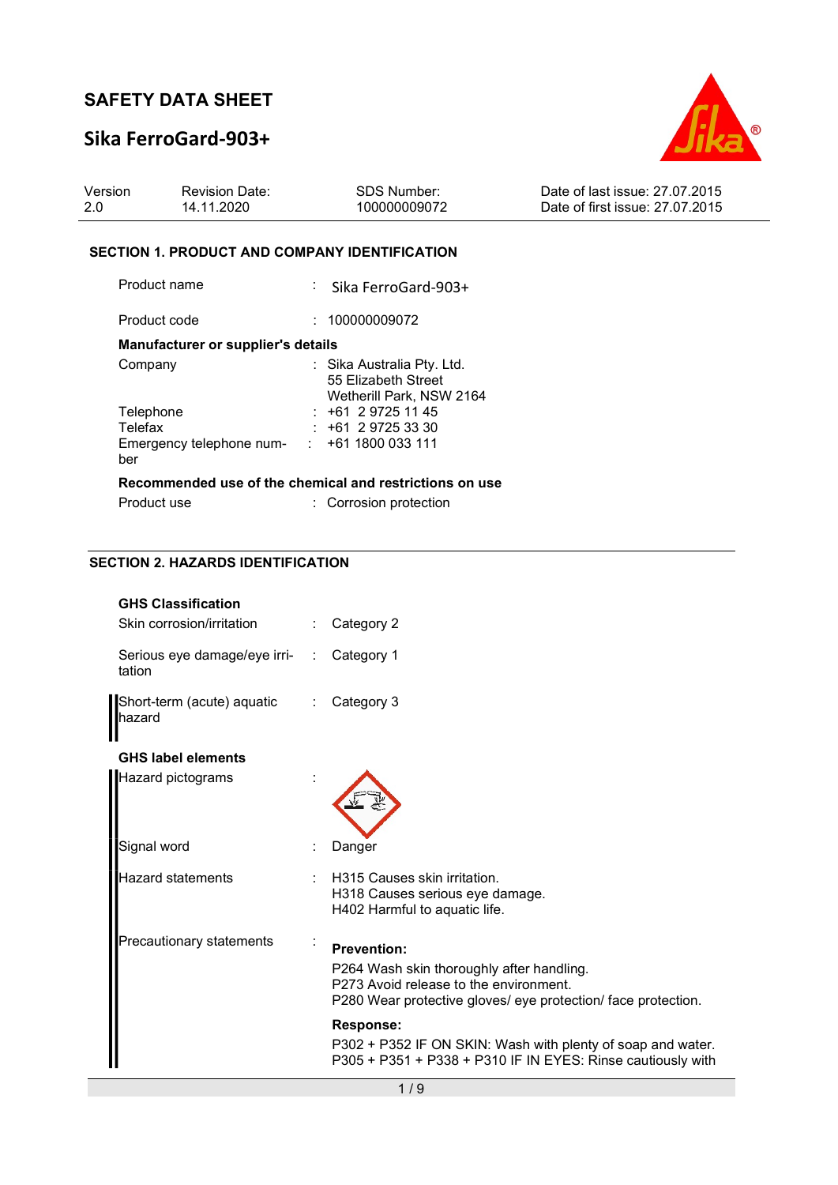# SAFETY DATA SHEET

## Sika FerroGard-903+

| Version | Revision Date: | SDS Number: | Date of last issue: 27.07.2015 |
|---|---|---|---|
| 2.0 | 14.11.2020 | 100000009072 | Date of first issue: 27.07.2015 |

### SECTION 1. PRODUCT AND COMPANY IDENTIFICATION

Product name : Sika FerroGard-903+

Product code : 100000009072

**Manufacturer or supplier's details**

Company : Sika Australia Pty. Ltd.
55 Elizabeth Street
Wetherill Park, NSW 2164

Telephone : +61 2 9725 11 45

Telefax : +61 2 9725 33 30

Emergency telephone number : +61 1800 033 111

**Recommended use of the chemical and restrictions on use**

Product use : Corrosion protection

### SECTION 2. HAZARDS IDENTIFICATION

**GHS Classification**

Skin corrosion/irritation : Category 2

Serious eye damage/eye irritation : Category 1

Short-term (acute) aquatic hazard : Category 3

**GHS label elements**

Hazard pictograms :

Signal word : Danger

Hazard statements : H315 Causes skin irritation.
H318 Causes serious eye damage.
H402 Harmful to aquatic life.

Precautionary statements :

**Prevention:**

P264 Wash skin thoroughly after handling.
P273 Avoid release to the environment.
P280 Wear protective gloves/ eye protection/ face protection.

**Response:**

P302 + P352 IF ON SKIN: Wash with plenty of soap and water.
P305 + P351 + P338 + P310 IF IN EYES: Rinse cautiously with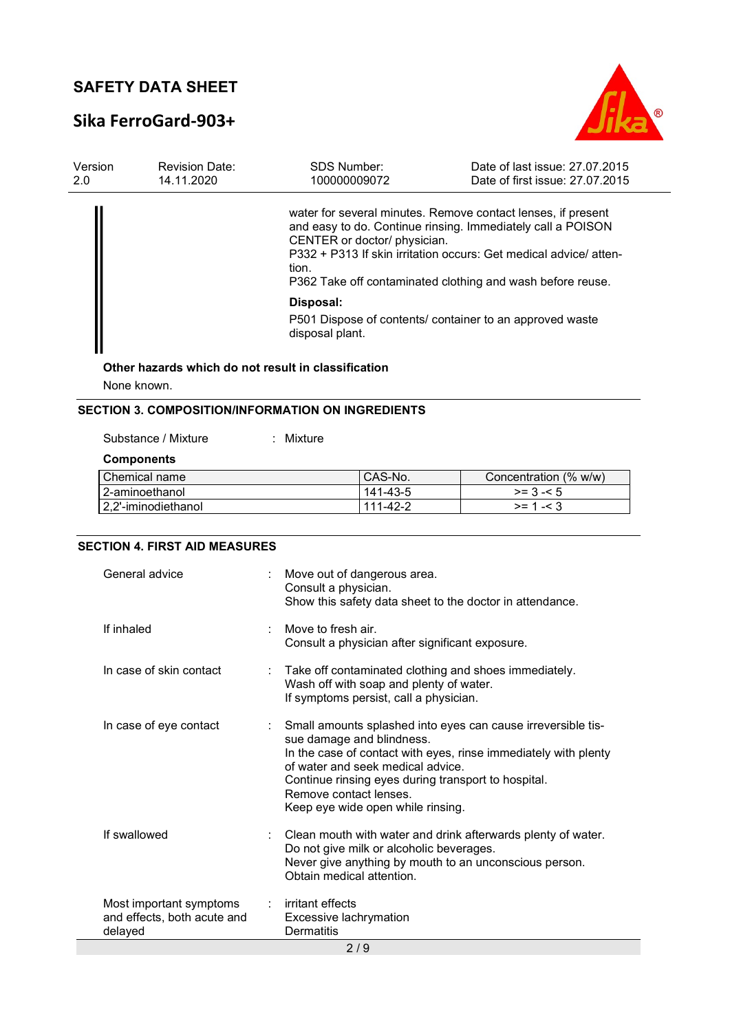water for several minutes. Remove contact lenses, if present and easy to do. Continue rinsing. Immediately call a POISON CENTER or doctor/ physician.
P332 + P313 If skin irritation occurs: Get medical advice/ attention.
P362 Take off contaminated clothing and wash before reuse.

**Disposal:**

P501 Dispose of contents/ container to an approved waste disposal plant.

**Other hazards which do not result in classification**

None known.

## SECTION 3. COMPOSITION/INFORMATION ON INGREDIENTS

Substance / Mixture : Mixture

**Components**

| Chemical name | CAS-No. | Concentration (% w/w) |
|---|---|---|
| 2-aminoethanol | 141-43-5 | >= 3 -< 5 |
| 2,2'-iminodiethanol | 111-42-2 | >= 1 -< 3 |

## SECTION 4. FIRST AID MEASURES

General advice : Move out of dangerous area.
Consult a physician.
Show this safety data sheet to the doctor in attendance.

If inhaled : Move to fresh air.
Consult a physician after significant exposure.

In case of skin contact : Take off contaminated clothing and shoes immediately.
Wash off with soap and plenty of water.
If symptoms persist, call a physician.

In case of eye contact : Small amounts splashed into eyes can cause irreversible tissue damage and blindness.
In the case of contact with eyes, rinse immediately with plenty of water and seek medical advice.
Continue rinsing eyes during transport to hospital.
Remove contact lenses.
Keep eye wide open while rinsing.

If swallowed : Clean mouth with water and drink afterwards plenty of water.
Do not give milk or alcoholic beverages.
Never give anything by mouth to an unconscious person.
Obtain medical attention.

Most important symptoms and effects, both acute and delayed : irritant effects
Excessive lachrymation
Dermatitis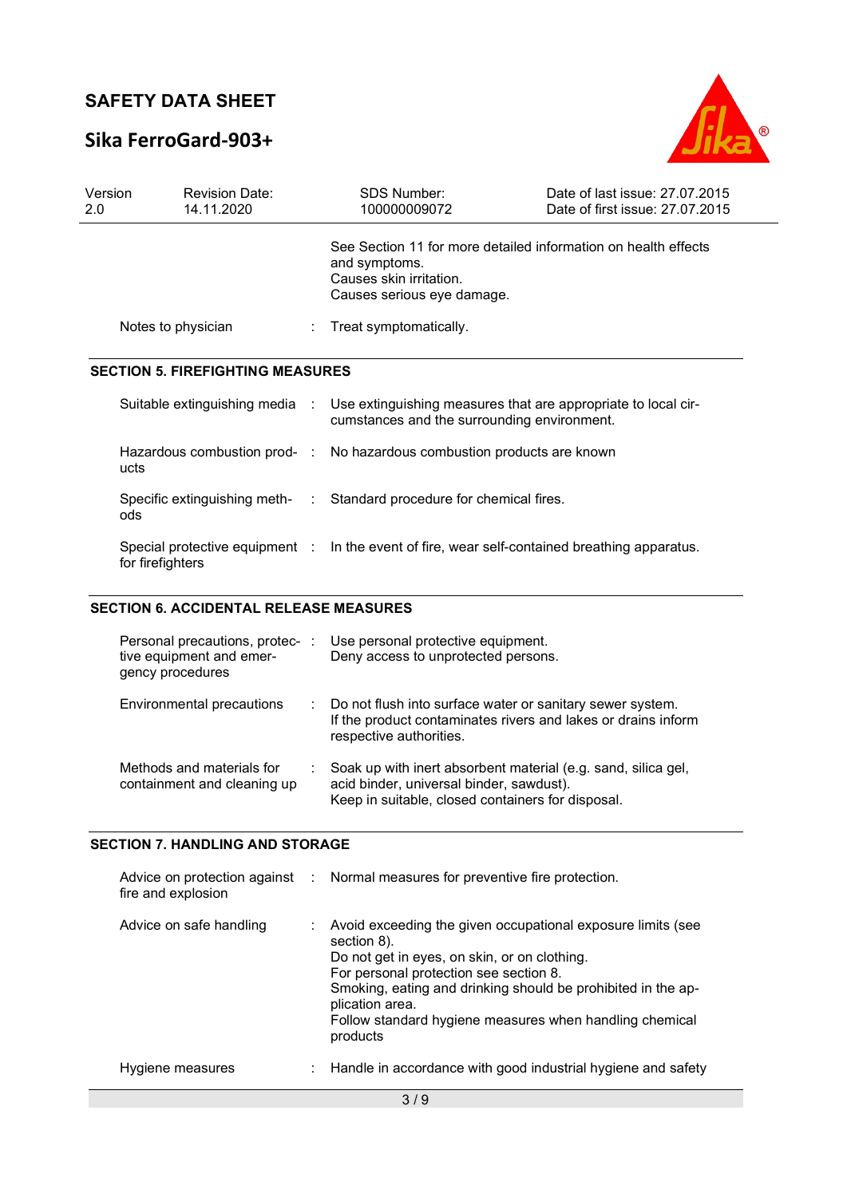| | | |
|---|---|---|
| | | See Section 11 for more detailed information on health effects and symptoms. Causes skin irritation. Causes serious eye damage. |
| Notes to physician | : | Treat symptomatically. |

## SECTION 5. FIREFIGHTING MEASURES

| | | |
|---|---|---|
| Suitable extinguishing media | : | Use extinguishing measures that are appropriate to local circumstances and the surrounding environment. |
| Hazardous combustion products | : | No hazardous combustion products are known |
| Specific extinguishing methods | : | Standard procedure for chemical fires. |
| Special protective equipment for firefighters | : | In the event of fire, wear self-contained breathing apparatus. |

## SECTION 6. ACCIDENTAL RELEASE MEASURES

| | | |
|---|---|---|
| Personal precautions, protective equipment and emergency procedures | : | Use personal protective equipment.<br>Deny access to unprotected persons. |
| Environmental precautions | : | Do not flush into surface water or sanitary sewer system.<br>If the product contaminates rivers and lakes or drains inform respective authorities. |
| Methods and materials for containment and cleaning up | : | Soak up with inert absorbent material (e.g. sand, silica gel, acid binder, universal binder, sawdust).<br>Keep in suitable, closed containers for disposal. |

## SECTION 7. HANDLING AND STORAGE

| | | |
|---|---|---|
| Advice on protection against fire and explosion | : | Normal measures for preventive fire protection. |
| Advice on safe handling | : | Avoid exceeding the given occupational exposure limits (see section 8).<br>Do not get in eyes, on skin, or on clothing.<br>For personal protection see section 8.<br>Smoking, eating and drinking should be prohibited in the application area.<br>Follow standard hygiene measures when handling chemical products |
| Hygiene measures | : | Handle in accordance with good industrial hygiene and safety |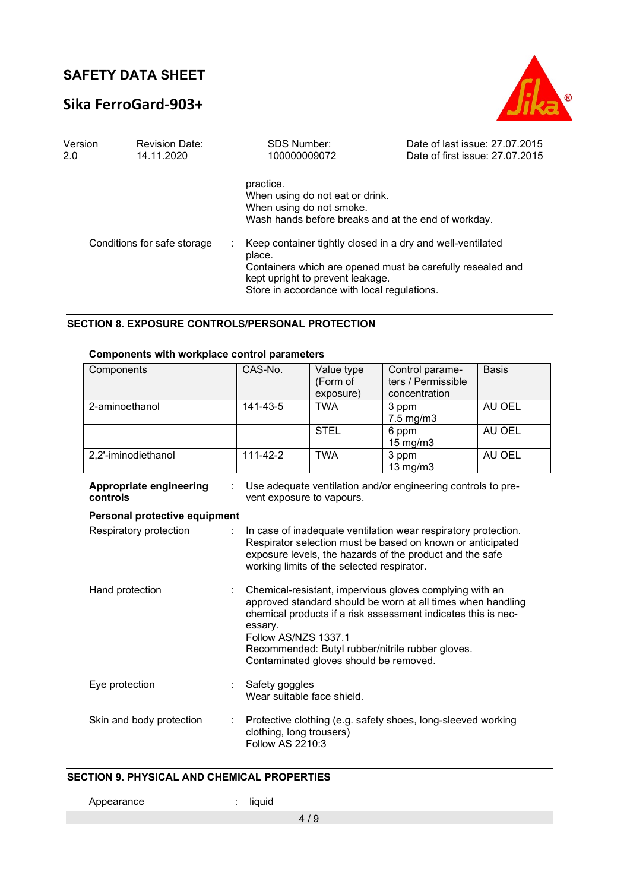practice.
When using do not eat or drink.
When using do not smoke.
Wash hands before breaks and at the end of workday.

Conditions for safe storage : Keep container tightly closed in a dry and well-ventilated place.
Containers which are opened must be carefully resealed and kept upright to prevent leakage.
Store in accordance with local regulations.

## SECTION 8. EXPOSURE CONTROLS/PERSONAL PROTECTION

**Components with workplace control parameters**

| Components | CAS-No. | Value type (Form of exposure) | Control parameters / Permissible concentration | Basis |
|---|---|---|---|---|
| 2-aminoethanol | 141-43-5 | TWA | 3 ppm<br>7.5 mg/m3 | AU OEL |
| | | STEL | 6 ppm<br>15 mg/m3 | AU OEL |
| 2,2'-iminodiethanol | 111-42-2 | TWA | 3 ppm<br>13 mg/m3 | AU OEL |

**Appropriate engineering controls** : Use adequate ventilation and/or engineering controls to prevent exposure to vapours.

**Personal protective equipment**

Respiratory protection : In case of inadequate ventilation wear respiratory protection.
Respirator selection must be based on known or anticipated exposure levels, the hazards of the product and the safe working limits of the selected respirator.

Hand protection : Chemical-resistant, impervious gloves complying with an approved standard should be worn at all times when handling chemical products if a risk assessment indicates this is necessary.
Follow AS/NZS 1337.1
Recommended: Butyl rubber/nitrile rubber gloves.
Contaminated gloves should be removed.

Eye protection : Safety goggles
Wear suitable face shield.

Skin and body protection : Protective clothing (e.g. safety shoes, long-sleeved working clothing, long trousers)
Follow AS 2210:3

## SECTION 9. PHYSICAL AND CHEMICAL PROPERTIES

Appearance : liquid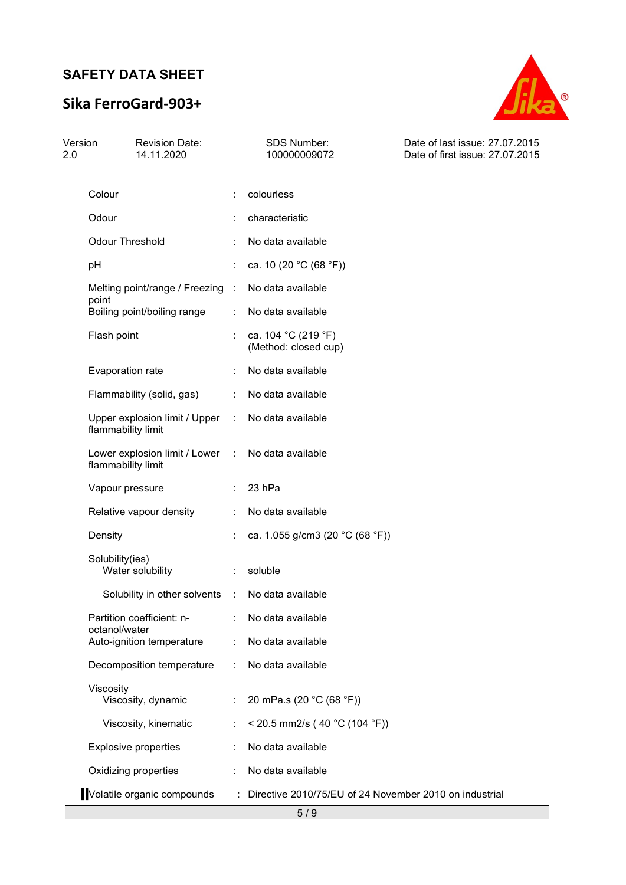| | | |
|---|---|---|
| Colour | : | colourless |
| Odour | : | characteristic |
| Odour Threshold | : | No data available |
| pH | : | ca. 10 (20 °C (68 °F)) |
| Melting point/range / Freezing point | : | No data available |
| Boiling point/boiling range | : | No data available |
| Flash point | : | ca. 104 °C (219 °F)<br>(Method: closed cup) |
| Evaporation rate | : | No data available |
| Flammability (solid, gas) | : | No data available |
| Upper explosion limit / Upper flammability limit | : | No data available |
| Lower explosion limit / Lower flammability limit | : | No data available |
| Vapour pressure | : | 23 hPa |
| Relative vapour density | : | No data available |
| Density | : | ca. 1.055 g/cm3 (20 °C (68 °F)) |
| Solubility(ies)<br>Water solubility | : | soluble |
| Solubility in other solvents | : | No data available |
| Partition coefficient: n-octanol/water | : | No data available |
| Auto-ignition temperature | : | No data available |
| Decomposition temperature | : | No data available |
| Viscosity<br>Viscosity, dynamic | : | 20 mPa.s (20 °C (68 °F)) |
| Viscosity, kinematic | : | < 20.5 mm2/s ( 40 °C (104 °F)) |
| Explosive properties | : | No data available |
| Oxidizing properties | : | No data available |
| Volatile organic compounds | : | Directive 2010/75/EU of 24 November 2010 on industrial |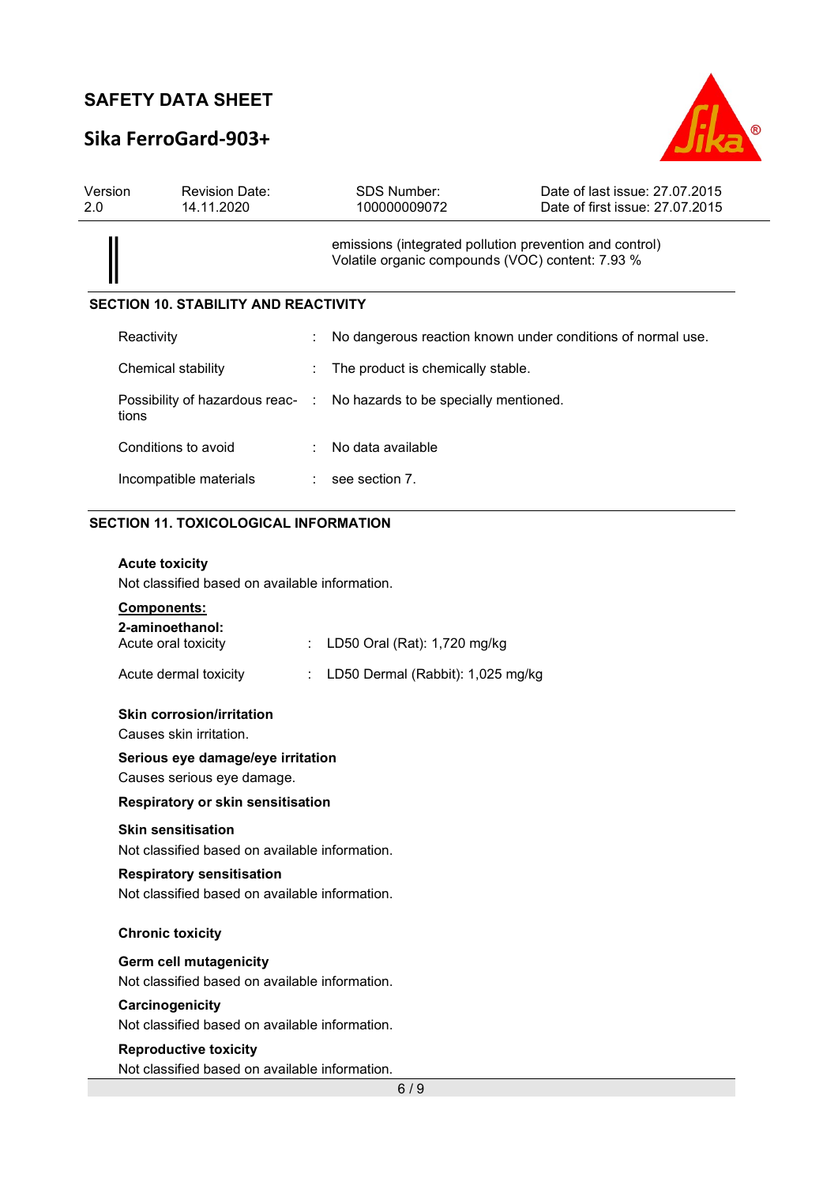emissions (integrated pollution prevention and control)
Volatile organic compounds (VOC) content: 7.93 %

## SECTION 10. STABILITY AND REACTIVITY

| | | |
|---|---|---|
| Reactivity | : | No dangerous reaction known under conditions of normal use. |
| Chemical stability | : | The product is chemically stable. |
| Possibility of hazardous reactions | : | No hazards to be specially mentioned. |
| Conditions to avoid | : | No data available |
| Incompatible materials | : | see section 7. |

## SECTION 11. TOXICOLOGICAL INFORMATION

**Acute toxicity**

Not classified based on available information.

**Components:**

**2-aminoethanol:**

| | | |
|---|---|---|
| Acute oral toxicity | : | LD50 Oral (Rat): 1,720 mg/kg |
| Acute dermal toxicity | : | LD50 Dermal (Rabbit): 1,025 mg/kg |

**Skin corrosion/irritation**

Causes skin irritation.

**Serious eye damage/eye irritation**

Causes serious eye damage.

**Respiratory or skin sensitisation**

**Skin sensitisation**

Not classified based on available information.

**Respiratory sensitisation**

Not classified based on available information.

**Chronic toxicity**

**Germ cell mutagenicity**

Not classified based on available information.

**Carcinogenicity**

Not classified based on available information.

**Reproductive toxicity**

Not classified based on available information.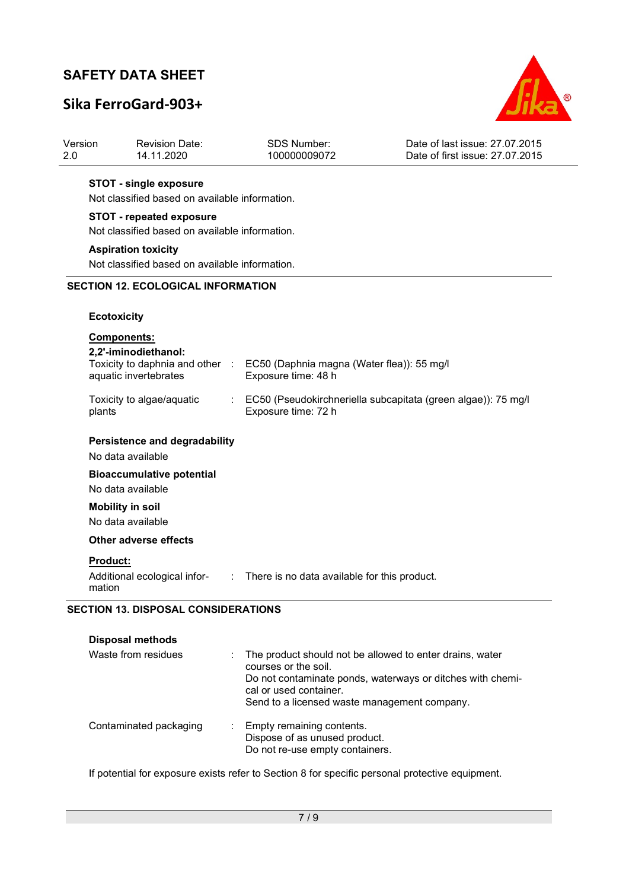**STOT - single exposure**

Not classified based on available information.

**STOT - repeated exposure**

Not classified based on available information.

**Aspiration toxicity**

Not classified based on available information.

## SECTION 12. ECOLOGICAL INFORMATION

**Ecotoxicity**

**Components:**

**2,2'-iminodiethanol:**

Toxicity to daphnia and other aquatic invertebrates : EC50 (Daphnia magna (Water flea)): 55 mg/l
Exposure time: 48 h

Toxicity to algae/aquatic plants : EC50 (Pseudokirchneriella subcapitata (green algae)): 75 mg/l
Exposure time: 72 h

**Persistence and degradability**

No data available

**Bioaccumulative potential**

No data available

**Mobility in soil**

No data available

**Other adverse effects**

**Product:**

Additional ecological information : There is no data available for this product.

## SECTION 13. DISPOSAL CONSIDERATIONS

**Disposal methods**

Waste from residues : The product should not be allowed to enter drains, water courses or the soil.
Do not contaminate ponds, waterways or ditches with chemical or used container.
Send to a licensed waste management company.

Contaminated packaging : Empty remaining contents.
Dispose of as unused product.
Do not re-use empty containers.

If potential for exposure exists refer to Section 8 for specific personal protective equipment.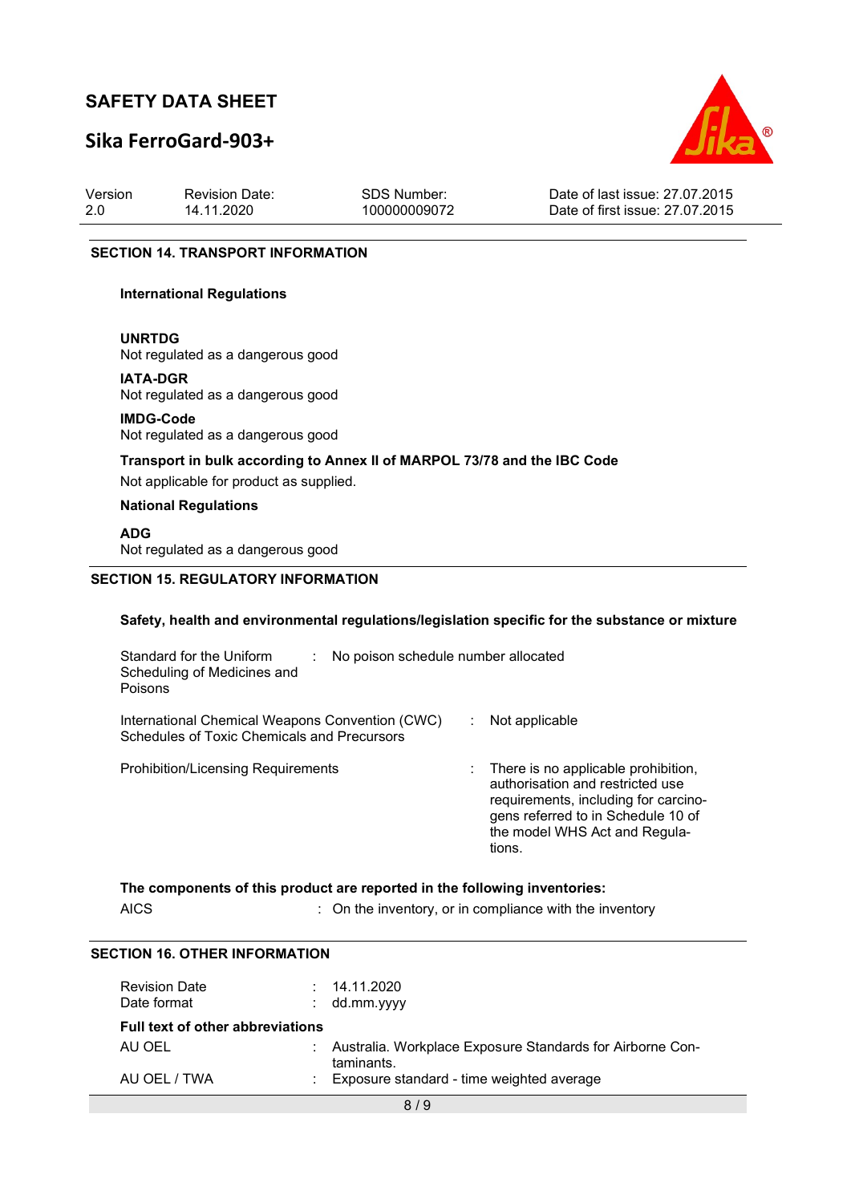## SECTION 14. TRANSPORT INFORMATION

**International Regulations**

**UNRTDG**
Not regulated as a dangerous good

**IATA-DGR**
Not regulated as a dangerous good

**IMDG-Code**
Not regulated as a dangerous good

**Transport in bulk according to Annex II of MARPOL 73/78 and the IBC Code**
Not applicable for product as supplied.

**National Regulations**

**ADG**
Not regulated as a dangerous good

## SECTION 15. REGULATORY INFORMATION

**Safety, health and environmental regulations/legislation specific for the substance or mixture**

| | | |
|---|---|---|
| Standard for the Uniform Scheduling of Medicines and Poisons | : | No poison schedule number allocated |
| International Chemical Weapons Convention (CWC) Schedules of Toxic Chemicals and Precursors | : | Not applicable |
| Prohibition/Licensing Requirements | : | There is no applicable prohibition, authorisation and restricted use requirements, including for carcinogens referred to in Schedule 10 of the model WHS Act and Regulations. |

**The components of this product are reported in the following inventories:**

| | | |
|---|---|---|
| AICS | : | On the inventory, or in compliance with the inventory |

## SECTION 16. OTHER INFORMATION

| | | |
|---|---|---|
| Revision Date | : | 14.11.2020 |
| Date format | : | dd.mm.yyyy |

**Full text of other abbreviations**

| | | |
|---|---|---|
| AU OEL | : | Australia. Workplace Exposure Standards for Airborne Contaminants. |
| AU OEL / TWA | : | Exposure standard - time weighted average |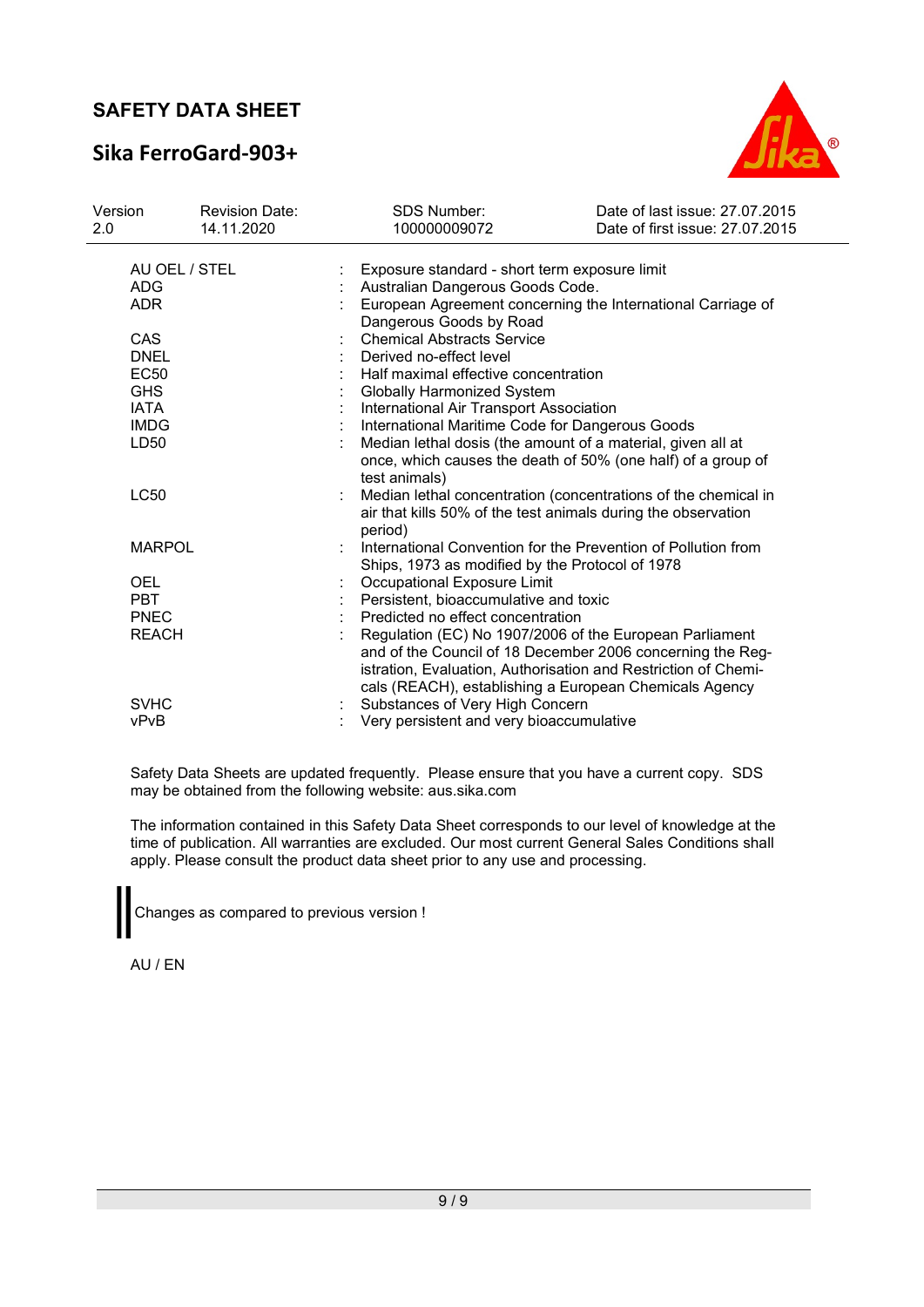| | |
|---|---|
| AU OEL / STEL | Exposure standard - short term exposure limit |
| ADG | Australian Dangerous Goods Code. |
| ADR | European Agreement concerning the International Carriage of Dangerous Goods by Road |
| CAS | Chemical Abstracts Service |
| DNEL | Derived no-effect level |
| EC50 | Half maximal effective concentration |
| GHS | Globally Harmonized System |
| IATA | International Air Transport Association |
| IMDG | International Maritime Code for Dangerous Goods |
| LD50 | Median lethal dosis (the amount of a material, given all at once, which causes the death of 50% (one half) of a group of test animals) |
| LC50 | Median lethal concentration (concentrations of the chemical in air that kills 50% of the test animals during the observation period) |
| MARPOL | International Convention for the Prevention of Pollution from Ships, 1973 as modified by the Protocol of 1978 |
| OEL | Occupational Exposure Limit |
| PBT | Persistent, bioaccumulative and toxic |
| PNEC | Predicted no effect concentration |
| REACH | Regulation (EC) No 1907/2006 of the European Parliament and of the Council of 18 December 2006 concerning the Registration, Evaluation, Authorisation and Restriction of Chemicals (REACH), establishing a European Chemicals Agency |
| SVHC | Substances of Very High Concern |
| vPvB | Very persistent and very bioaccumulative |

Safety Data Sheets are updated frequently. Please ensure that you have a current copy. SDS may be obtained from the following website: aus.sika.com

The information contained in this Safety Data Sheet corresponds to our level of knowledge at the time of publication. All warranties are excluded. Our most current General Sales Conditions shall apply. Please consult the product data sheet prior to any use and processing.

|| Changes as compared to previous version !

AU / EN